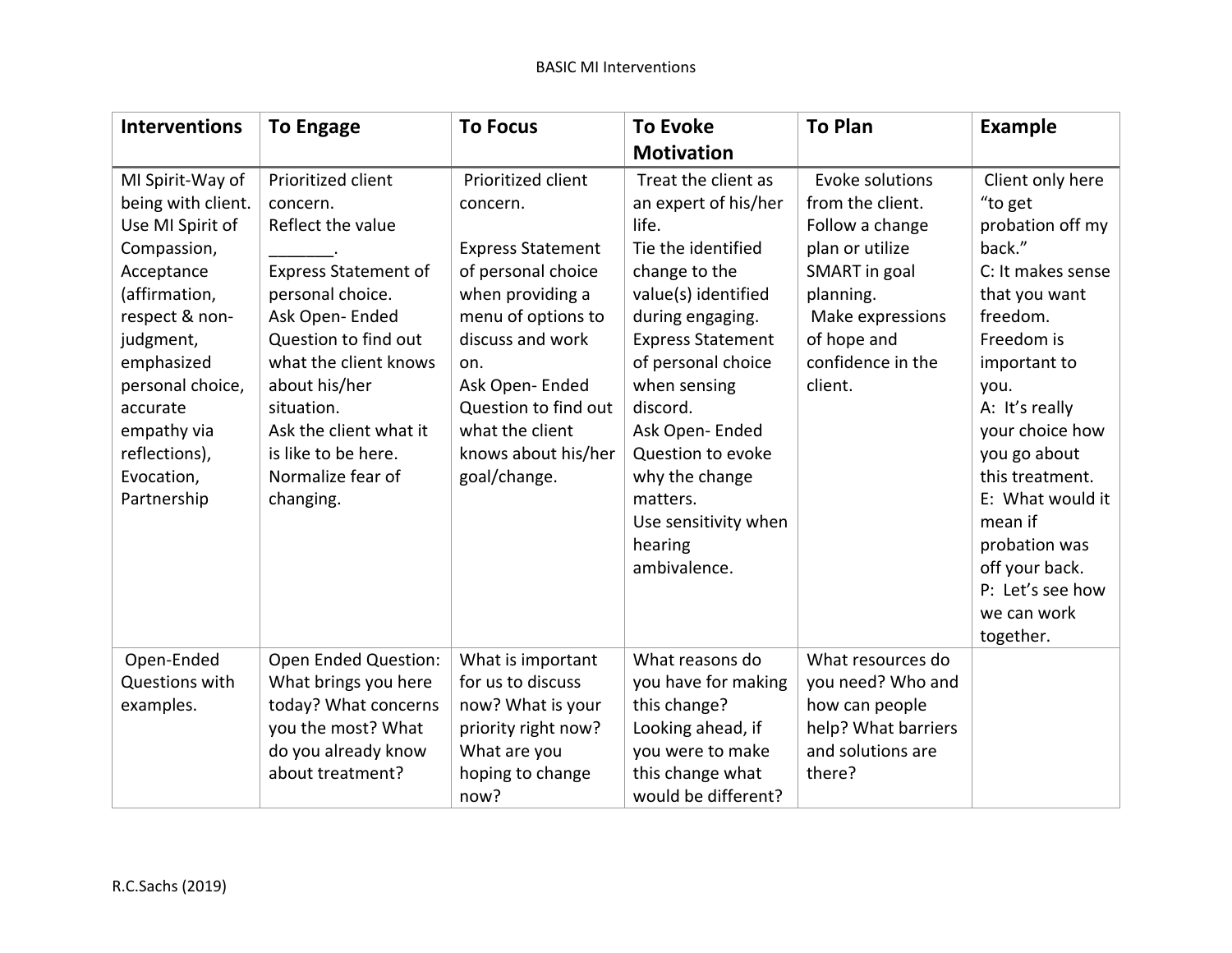# BASIC MI Interventions

| Interventions | To Engage | To Focus | To Evoke Motivation | To Plan | Example |
|---|---|---|---|---|---|
| MI Spirit-Way of being with client. Use MI Spirit of Compassion, Acceptance (affirmation, respect & non-judgment, emphasized personal choice, accurate empathy via reflections), Evocation, Partnership | Prioritized client concern. Reflect the value _______. Express Statement of personal choice. Ask Open- Ended Question to find out what the client knows about his/her situation. Ask the client what it is like to be here. Normalize fear of changing. | Prioritized client concern. Express Statement of personal choice when providing a menu of options to discuss and work on. Ask Open- Ended Question to find out what the client knows about his/her goal/change. | Treat the client as an expert of his/her life. Tie the identified change to the value(s) identified during engaging. Express Statement of personal choice when sensing discord. Ask Open- Ended Question to evoke why the change matters. Use sensitivity when hearing ambivalence. | Evoke solutions from the client. Follow a change plan or utilize SMART in goal planning. Make expressions of hope and confidence in the client. | Client only here "to get probation off my back." C: It makes sense that you want freedom. Freedom is important to you. A: It's really your choice how you go about this treatment. E: What would it mean if probation was off your back. P: Let's see how we can work together. |
| Open-Ended Questions with examples. | Open Ended Question: What brings you here today? What concerns you the most? What do you already know about treatment? | What is important for us to discuss now? What is your priority right now? What are you hoping to change now? | What reasons do you have for making this change? Looking ahead, if you were to make this change what would be different? | What resources do you need? Who and how can people help? What barriers and solutions are there? | |

R.C.Sachs (2019)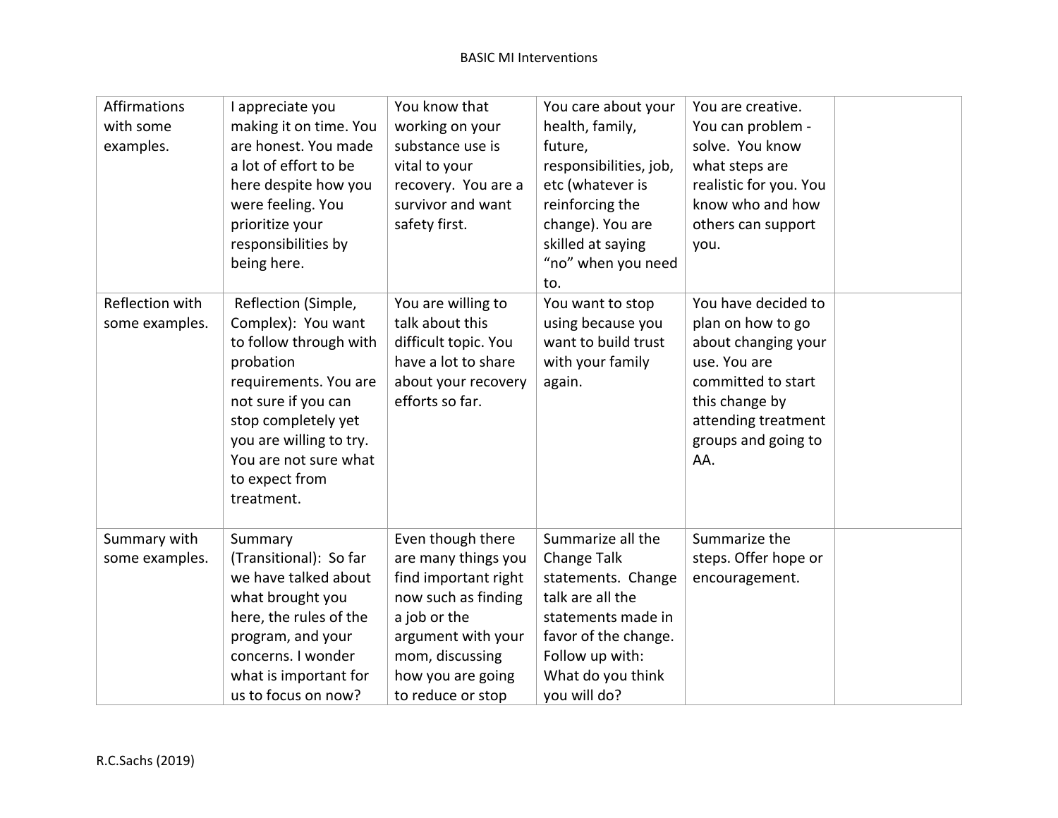BASIC MI Interventions

| Affirmations with some examples. | I appreciate you making it on time. You are honest. You made a lot of effort to be here despite how you were feeling. You prioritize your responsibilities by being here. | You know that working on your substance use is vital to your recovery. You are a survivor and want safety first. | You care about your health, family, future, responsibilities, job, etc (whatever is reinforcing the change). You are skilled at saying "no" when you need to. | You are creative. You can problem - solve. You know what steps are realistic for you. You know who and how others can support you. | |
|---|---|---|---|---|---|
| Reflection with some examples. | Reflection (Simple, Complex): You want to follow through with probation requirements. You are not sure if you can stop completely yet you are willing to try. You are not sure what to expect from treatment. | You are willing to talk about this difficult topic. You have a lot to share about your recovery efforts so far. | You want to stop using because you want to build trust with your family again. | You have decided to plan on how to go about changing your use. You are committed to start this change by attending treatment groups and going to AA. | |
| Summary with some examples. | Summary (Transitional): So far we have talked about what brought you here, the rules of the program, and your concerns. I wonder what is important for us to focus on now? | Even though there are many things you find important right now such as finding a job or the argument with your mom, discussing how you are going to reduce or stop | Summarize all the Change Talk statements. Change talk are all the statements made in favor of the change. Follow up with: What do you think you will do? | Summarize the steps. Offer hope or encouragement. | |

R.C.Sachs (2019)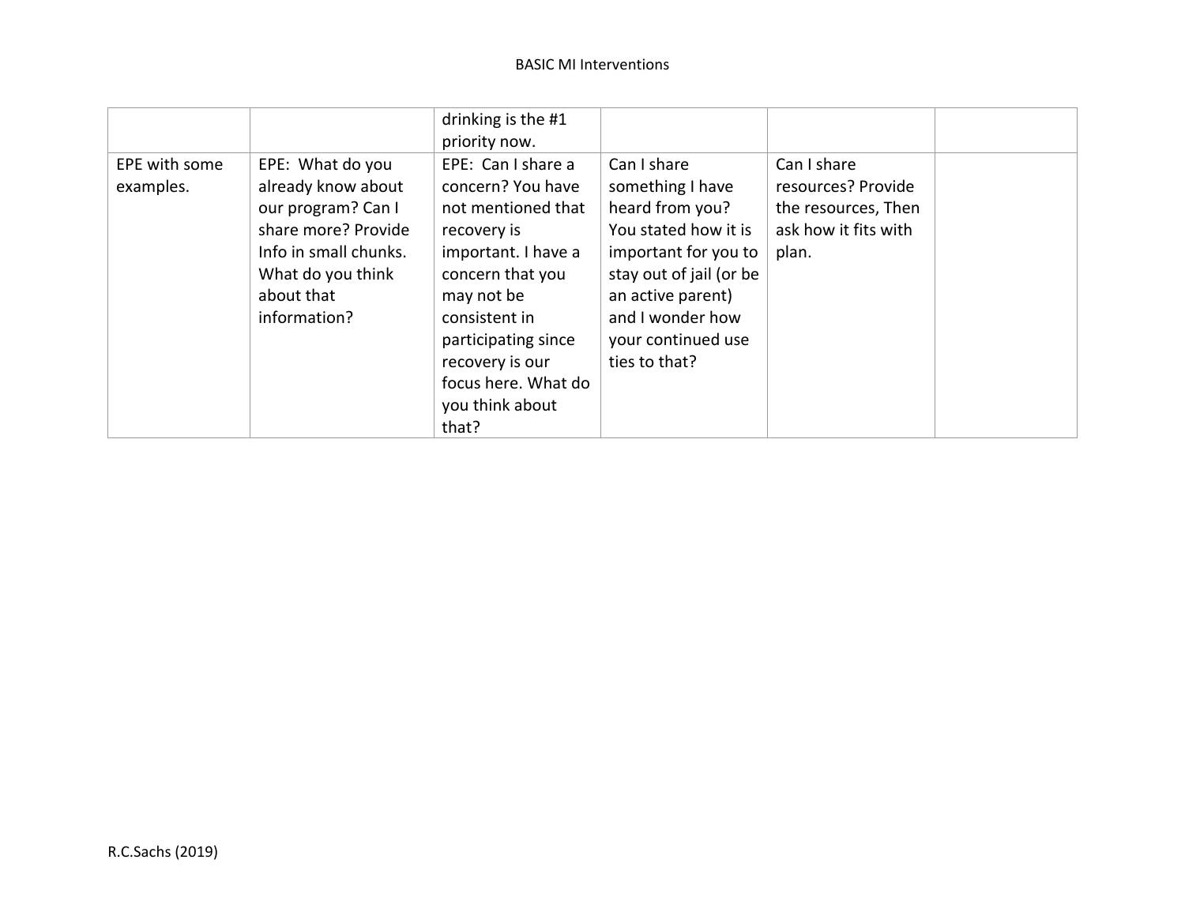| | | | | | |
|---|---|---|---|---|---|
| | | drinking is the #1 priority now. | | | |
| EPE with some examples. | EPE: What do you already know about our program? Can I share more? Provide Info in small chunks. What do you think about that information? | EPE: Can I share a concern? You have not mentioned that recovery is important. I have a concern that you may not be consistent in participating since recovery is our focus here. What do you think about that? | Can I share something I have heard from you? You stated how it is important for you to stay out of jail (or be an active parent) and I wonder how your continued use ties to that? | Can I share resources? Provide the resources, Then ask how it fits with plan. | |